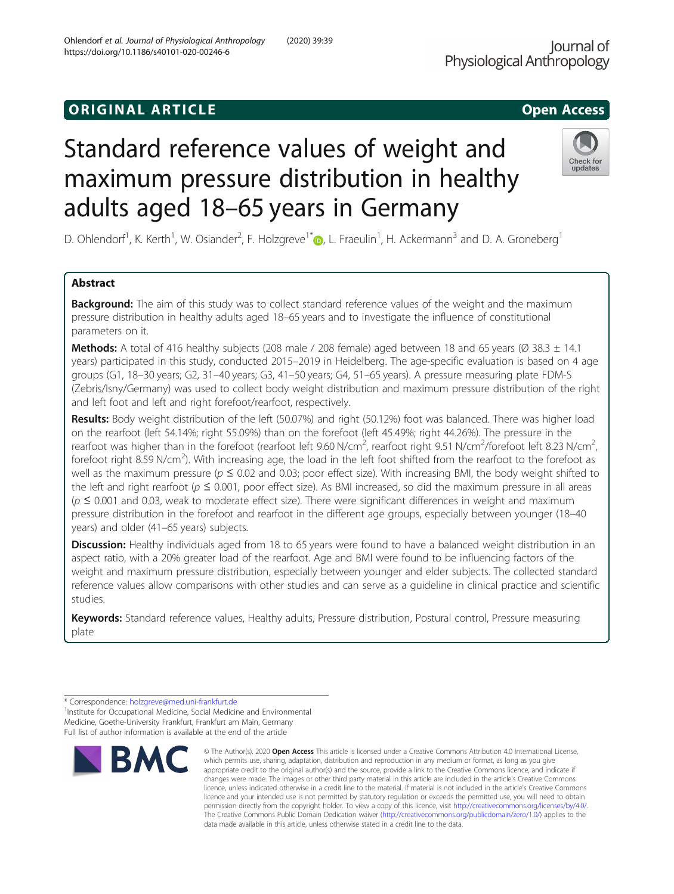ORIGINAL ARTICLE

Open Access

# Standard reference values of weight and maximum pressure distribution in healthy adults aged 18–65 years in Germany

D. Ohlendorf[1], K. Kerth[1], W. Osiander[2], F. Holzgreve[1*], L. Fraeulin[1], H. Ackermann[3] and D. A. Groneberg[1]

## Abstract

**Background:** The aim of this study was to collect standard reference values of the weight and the maximum pressure distribution in healthy adults aged 18–65 years and to investigate the influence of constitutional parameters on it.

**Methods:** A total of 416 healthy subjects (208 male / 208 female) aged between 18 and 65 years (Ø 38.3 ± 14.1 years) participated in this study, conducted 2015–2019 in Heidelberg. The age-specific evaluation is based on 4 age groups (G1, 18–30 years; G2, 31–40 years; G3, 41–50 years; G4, 51–65 years). A pressure measuring plate FDM-S (Zebris/Isny/Germany) was used to collect body weight distribution and maximum pressure distribution of the right and left foot and left and right forefoot/rearfoot, respectively.

**Results:** Body weight distribution of the left (50.07%) and right (50.12%) foot was balanced. There was higher load on the rearfoot (left 54.14%; right 55.09%) than on the forefoot (left 45.49%; right 44.26%). The pressure in the rearfoot was higher than in the forefoot (rearfoot left 9.60 N/cm$^2$, rearfoot right 9.51 N/cm$^2$/forefoot left 8.23 N/cm$^2$, forefoot right 8.59 N/cm$^2$). With increasing age, the load in the left foot shifted from the rearfoot to the forefoot as well as the maximum pressure ($p \leq 0.02$ and 0.03; poor effect size). With increasing BMI, the body weight shifted to the left and right rearfoot ($p \leq 0.001$, poor effect size). As BMI increased, so did the maximum pressure in all areas ($p \leq 0.001$ and 0.03, weak to moderate effect size). There were significant differences in weight and maximum pressure distribution in the forefoot and rearfoot in the different age groups, especially between younger (18–40 years) and older (41–65 years) subjects.

**Discussion:** Healthy individuals aged from 18 to 65 years were found to have a balanced weight distribution in an aspect ratio, with a 20% greater load of the rearfoot. Age and BMI were found to be influencing factors of the weight and maximum pressure distribution, especially between younger and elder subjects. The collected standard reference values allow comparisons with other studies and can serve as a guideline in clinical practice and scientific studies.

**Keywords:** Standard reference values, Healthy adults, Pressure distribution, Postural control, Pressure measuring plate

\* Correspondence: holzgreve@med.uni-frankfurt.de
[1]Institute for Occupational Medicine, Social Medicine and Environmental Medicine, Goethe-University Frankfurt, Frankfurt am Main, Germany
Full list of author information is available at the end of the article

© The Author(s). 2020 **Open Access** This article is licensed under a Creative Commons Attribution 4.0 International License, which permits use, sharing, adaptation, distribution and reproduction in any medium or format, as long as you give appropriate credit to the original author(s) and the source, provide a link to the Creative Commons licence, and indicate if changes were made. The images or other third party material in this article are included in the article's Creative Commons licence, unless indicated otherwise in a credit line to the material. If material is not included in the article's Creative Commons licence and your intended use is not permitted by statutory regulation or exceeds the permitted use, you will need to obtain permission directly from the copyright holder. To view a copy of this licence, visit http://creativecommons.org/licenses/by/4.0/. The Creative Commons Public Domain Dedication waiver (http://creativecommons.org/publicdomain/zero/1.0/) applies to the data made available in this article, unless otherwise stated in a credit line to the data.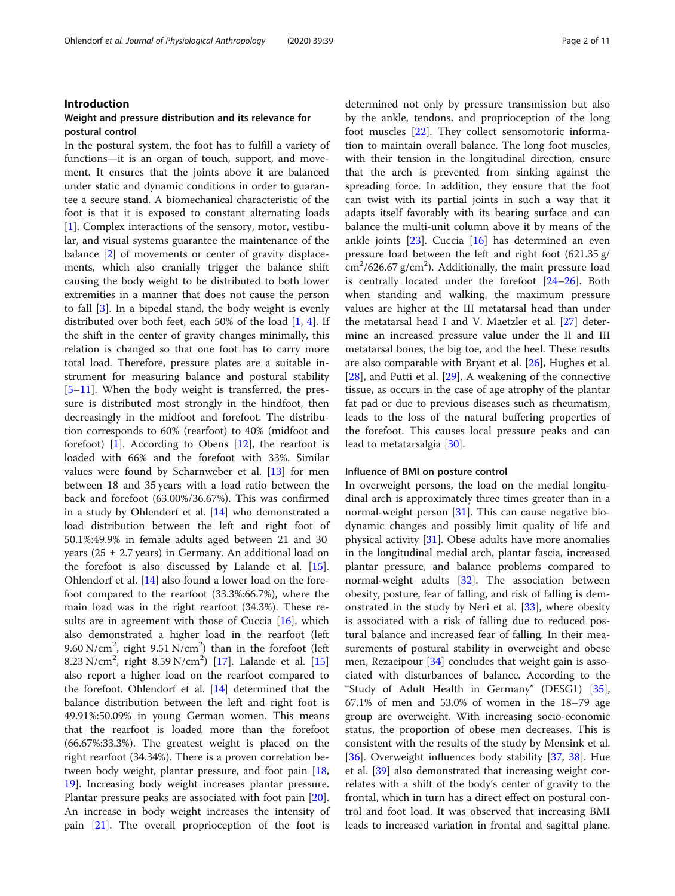## Introduction

### Weight and pressure distribution and its relevance for postural control

In the postural system, the foot has to fulfill a variety of functions—it is an organ of touch, support, and movement. It ensures that the joints above it are balanced under static and dynamic conditions in order to guarantee a secure stand. A biomechanical characteristic of the foot is that it is exposed to constant alternating loads [1]. Complex interactions of the sensory, motor, vestibular, and visual systems guarantee the maintenance of the balance [2] of movements or center of gravity displacements, which also cranially trigger the balance shift causing the body weight to be distributed to both lower extremities in a manner that does not cause the person to fall [3]. In a bipedal stand, the body weight is evenly distributed over both feet, each 50% of the load [1, 4]. If the shift in the center of gravity changes minimally, this relation is changed so that one foot has to carry more total load. Therefore, pressure plates are a suitable instrument for measuring balance and postural stability [5–11]. When the body weight is transferred, the pressure is distributed most strongly in the hindfoot, then decreasingly in the midfoot and forefoot. The distribution corresponds to 60% (rearfoot) to 40% (midfoot and forefoot) [1]. According to Obens [12], the rearfoot is loaded with 66% and the forefoot with 33%. Similar values were found by Scharnweber et al. [13] for men between 18 and 35 years with a load ratio between the back and forefoot (63.00%/36.67%). This was confirmed in a study by Ohlendorf et al. [14] who demonstrated a load distribution between the left and right foot of 50.1%:49.9% in female adults aged between 21 and 30 years (25 ± 2.7 years) in Germany. An additional load on the forefoot is also discussed by Lalande et al. [15]. Ohlendorf et al. [14] also found a lower load on the forefoot compared to the rearfoot (33.3%:66.7%), where the main load was in the right rearfoot (34.3%). These results are in agreement with those of Cuccia [16], which also demonstrated a higher load in the rearfoot (left 9.60 N/cm$^2$, right 9.51 N/cm$^2$) than in the forefoot (left 8.23 N/cm$^2$, right 8.59 N/cm$^2$) [17]. Lalande et al. [15] also report a higher load on the rearfoot compared to the forefoot. Ohlendorf et al. [14] determined that the balance distribution between the left and right foot is 49.91%:50.09% in young German women. This means that the rearfoot is loaded more than the forefoot (66.67%:33.3%). The greatest weight is placed on the right rearfoot (34.34%). There is a proven correlation between body weight, plantar pressure, and foot pain [18, 19]. Increasing body weight increases plantar pressure. Plantar pressure peaks are associated with foot pain [20]. An increase in body weight increases the intensity of pain [21]. The overall proprioception of the foot is determined not only by pressure transmission but also by the ankle, tendons, and proprioception of the long foot muscles [22]. They collect sensomotoric information to maintain overall balance. The long foot muscles, with their tension in the longitudinal direction, ensure that the arch is prevented from sinking against the spreading force. In addition, they ensure that the foot can twist with its partial joints in such a way that it adapts itself favorably with its bearing surface and can balance the multi-unit column above it by means of the ankle joints [23]. Cuccia [16] has determined an even pressure load between the left and right foot (621.35 g/cm$^2$/626.67 g/cm$^2$). Additionally, the main pressure load is centrally located under the forefoot [24–26]. Both when standing and walking, the maximum pressure values are higher at the III metatarsal head than under the metatarsal head I and V. Maetzler et al. [27] determine an increased pressure value under the II and III metatarsal bones, the big toe, and the heel. These results are also comparable with Bryant et al. [26], Hughes et al. [28], and Putti et al. [29]. A weakening of the connective tissue, as occurs in the case of age atrophy of the plantar fat pad or due to previous diseases such as rheumatism, leads to the loss of the natural buffering properties of the forefoot. This causes local pressure peaks and can lead to metatarsalgia [30].

### Influence of BMI on posture control

In overweight persons, the load on the medial longitudinal arch is approximately three times greater than in a normal-weight person [31]. This can cause negative biodynamic changes and possibly limit quality of life and physical activity [31]. Obese adults have more anomalies in the longitudinal medial arch, plantar fascia, increased plantar pressure, and balance problems compared to normal-weight adults [32]. The association between obesity, posture, fear of falling, and risk of falling is demonstrated in the study by Neri et al. [33], where obesity is associated with a risk of falling due to reduced postural balance and increased fear of falling. In their measurements of postural stability in overweight and obese men, Rezaeipour [34] concludes that weight gain is associated with disturbances of balance. According to the "Study of Adult Health in Germany" (DESG1) [35], 67.1% of men and 53.0% of women in the 18–79 age group are overweight. With increasing socio-economic status, the proportion of obese men decreases. This is consistent with the results of the study by Mensink et al. [36]. Overweight influences body stability [37, 38]. Hue et al. [39] also demonstrated that increasing weight correlates with a shift of the body's center of gravity to the frontal, which in turn has a direct effect on postural control and foot load. It was observed that increasing BMI leads to increased variation in frontal and sagittal plane.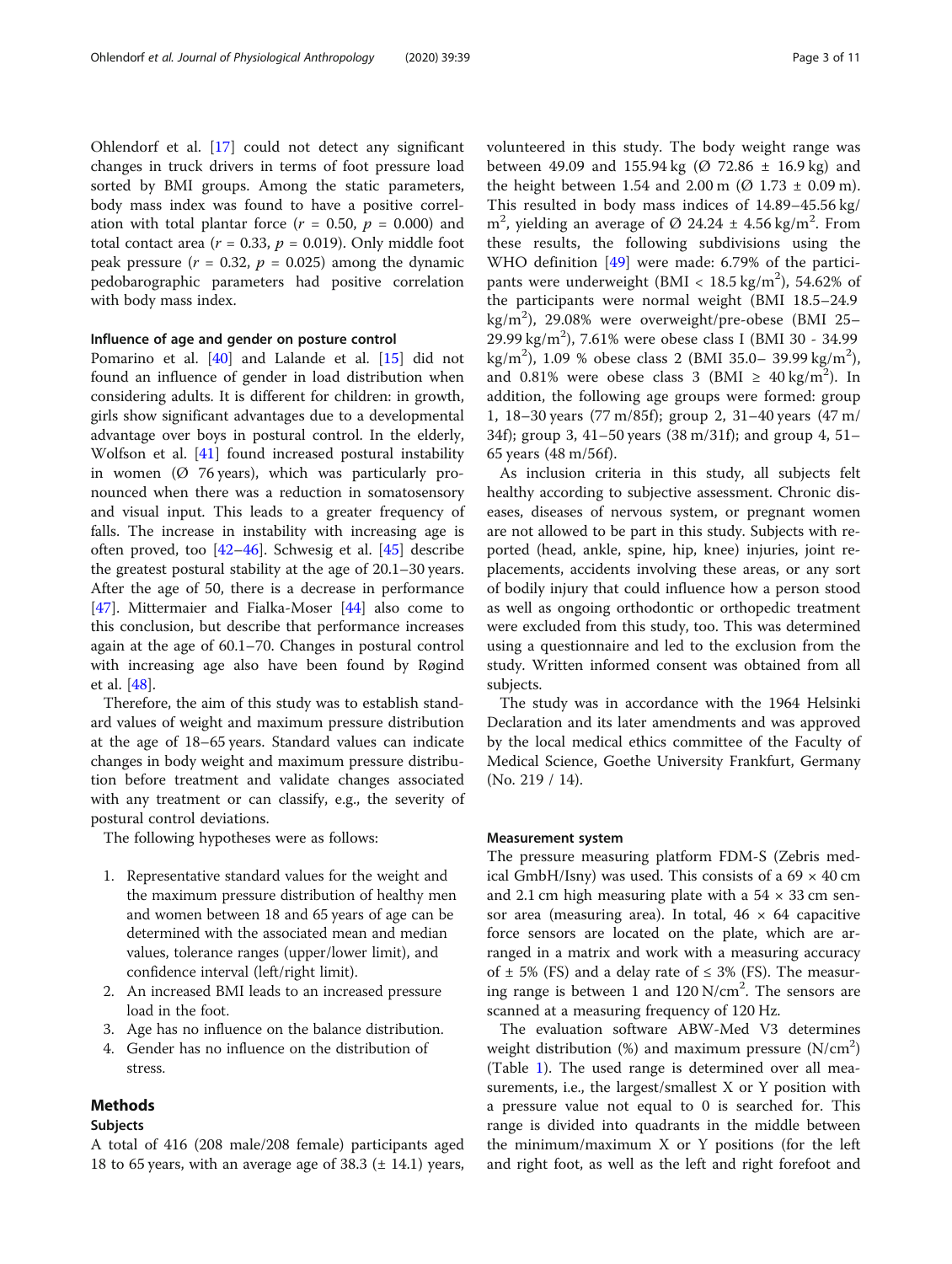Ohlendorf et al. [17] could not detect any significant changes in truck drivers in terms of foot pressure load sorted by BMI groups. Among the static parameters, body mass index was found to have a positive correlation with total plantar force ($r$ = 0.50, $p$ = 0.000) and total contact area ($r$ = 0.33, $p$ = 0.019). Only middle foot peak pressure ($r$ = 0.32, $p$ = 0.025) among the dynamic pedobarographic parameters had positive correlation with body mass index.

### Influence of age and gender on posture control

Pomarino et al. [40] and Lalande et al. [15] did not found an influence of gender in load distribution when considering adults. It is different for children: in growth, girls show significant advantages due to a developmental advantage over boys in postural control. In the elderly, Wolfson et al. [41] found increased postural instability in women (Ø 76 years), which was particularly pronounced when there was a reduction in somatosensory and visual input. This leads to a greater frequency of falls. The increase in instability with increasing age is often proved, too [42–46]. Schwesig et al. [45] describe the greatest postural stability at the age of 20.1–30 years. After the age of 50, there is a decrease in performance [47]. Mittermaier and Fialka-Moser [44] also come to this conclusion, but describe that performance increases again at the age of 60.1–70. Changes in postural control with increasing age also have been found by Røgind et al. [48].

Therefore, the aim of this study was to establish standard values of weight and maximum pressure distribution at the age of 18–65 years. Standard values can indicate changes in body weight and maximum pressure distribution before treatment and validate changes associated with any treatment or can classify, e.g., the severity of postural control deviations.

The following hypotheses were as follows:

1. Representative standard values for the weight and the maximum pressure distribution of healthy men and women between 18 and 65 years of age can be determined with the associated mean and median values, tolerance ranges (upper/lower limit), and confidence interval (left/right limit).
2. An increased BMI leads to an increased pressure load in the foot.
3. Age has no influence on the balance distribution.
4. Gender has no influence on the distribution of stress.

## Methods

### Subjects

A total of 416 (208 male/208 female) participants aged 18 to 65 years, with an average age of 38.3 (± 14.1) years, volunteered in this study. The body weight range was between 49.09 and 155.94 kg (Ø 72.86 ± 16.9 kg) and the height between 1.54 and 2.00 m (Ø 1.73 ± 0.09 m). This resulted in body mass indices of 14.89–45.56 kg/m$^2$, yielding an average of Ø 24.24 ± 4.56 kg/m$^2$. From these results, the following subdivisions using the WHO definition [49] were made: 6.79% of the participants were underweight (BMI < 18.5 kg/m$^2$), 54.62% of the participants were normal weight (BMI 18.5–24.9 kg/m$^2$), 29.08% were overweight/pre-obese (BMI 25–29.99 kg/m$^2$), 7.61% were obese class I (BMI 30 - 34.99 kg/m$^2$), 1.09 % obese class 2 (BMI 35.0– 39.99 kg/m$^2$), and 0.81% were obese class 3 (BMI ≥ 40 kg/m$^2$). In addition, the following age groups were formed: group 1, 18–30 years (77 m/85f); group 2, 31–40 years (47 m/34f); group 3, 41–50 years (38 m/31f); and group 4, 51–65 years (48 m/56f).

As inclusion criteria in this study, all subjects felt healthy according to subjective assessment. Chronic diseases, diseases of nervous system, or pregnant women are not allowed to be part in this study. Subjects with reported (head, ankle, spine, hip, knee) injuries, joint replacements, accidents involving these areas, or any sort of bodily injury that could influence how a person stood as well as ongoing orthodontic or orthopedic treatment were excluded from this study, too. This was determined using a questionnaire and led to the exclusion from the study. Written informed consent was obtained from all subjects.

The study was in accordance with the 1964 Helsinki Declaration and its later amendments and was approved by the local medical ethics committee of the Faculty of Medical Science, Goethe University Frankfurt, Germany (No. 219 / 14).

### Measurement system

The pressure measuring platform FDM-S (Zebris medical GmbH/Isny) was used. This consists of a 69 × 40 cm and 2.1 cm high measuring plate with a 54 × 33 cm sensor area (measuring area). In total, 46 × 64 capacitive force sensors are located on the plate, which are arranged in a matrix and work with a measuring accuracy of ± 5% (FS) and a delay rate of ≤ 3% (FS). The measuring range is between 1 and 120 N/cm$^2$. The sensors are scanned at a measuring frequency of 120 Hz.

The evaluation software ABW-Med V3 determines weight distribution (%) and maximum pressure (N/cm$^2$) (Table 1). The used range is determined over all measurements, i.e., the largest/smallest X or Y position with a pressure value not equal to 0 is searched for. This range is divided into quadrants in the middle between the minimum/maximum X or Y positions (for the left and right foot, as well as the left and right forefoot and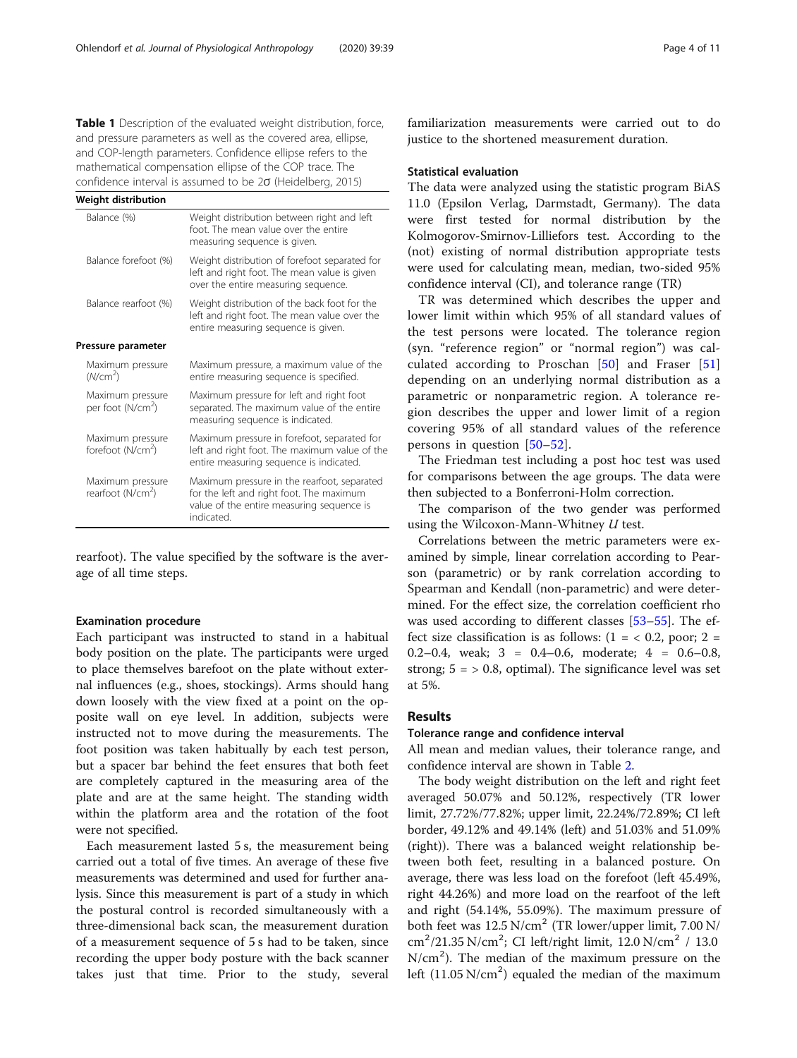**Table 1** Description of the evaluated weight distribution, force, and pressure parameters as well as the covered area, ellipse, and COP-length parameters. Confidence ellipse refers to the mathematical compensation ellipse of the COP trace. The confidence interval is assumed to be 2σ (Heidelberg, 2015)

| **Weight distribution** | |
|---|---|
| Balance (%) | Weight distribution between right and left foot. The mean value over the entire measuring sequence is given. |
| Balance forefoot (%) | Weight distribution of forefoot separated for left and right foot. The mean value is given over the entire measuring sequence. |
| Balance rearfoot (%) | Weight distribution of the back foot for the left and right foot. The mean value over the entire measuring sequence is given. |
| **Pressure parameter** | |
| Maximum pressure (N/cm$^2$) | Maximum pressure, a maximum value of the entire measuring sequence is specified. |
| Maximum pressure per foot (N/cm$^2$) | Maximum pressure for left and right foot separated. The maximum value of the entire measuring sequence is indicated. |
| Maximum pressure forefoot (N/cm$^2$) | Maximum pressure in forefoot, separated for left and right foot. The maximum value of the entire measuring sequence is indicated. |
| Maximum pressure rearfoot (N/cm$^2$) | Maximum pressure in the rearfoot, separated for the left and right foot. The maximum value of the entire measuring sequence is indicated. |

rearfoot). The value specified by the software is the average of all time steps.

### Examination procedure

Each participant was instructed to stand in a habitual body position on the plate. The participants were urged to place themselves barefoot on the plate without external influences (e.g., shoes, stockings). Arms should hang down loosely with the view fixed at a point on the opposite wall on eye level. In addition, subjects were instructed not to move during the measurements. The foot position was taken habitually by each test person, but a spacer bar behind the feet ensures that both feet are completely captured in the measuring area of the plate and are at the same height. The standing width within the platform area and the rotation of the foot were not specified.

Each measurement lasted 5 s, the measurement being carried out a total of five times. An average of these five measurements was determined and used for further analysis. Since this measurement is part of a study in which the postural control is recorded simultaneously with a three-dimensional back scan, the measurement duration of a measurement sequence of 5 s had to be taken, since recording the upper body posture with the back scanner takes just that time. Prior to the study, several familiarization measurements were carried out to do justice to the shortened measurement duration.

### Statistical evaluation

The data were analyzed using the statistic program BiAS 11.0 (Epsilon Verlag, Darmstadt, Germany). The data were first tested for normal distribution by the Kolmogorov-Smirnov-Lilliefors test. According to the (not) existing of normal distribution appropriate tests were used for calculating mean, median, two-sided 95% confidence interval (CI), and tolerance range (TR)

TR was determined which describes the upper and lower limit within which 95% of all standard values of the test persons were located. The tolerance region (syn. "reference region" or "normal region") was calculated according to Proschan [50] and Fraser [51] depending on an underlying normal distribution as a parametric or nonparametric region. A tolerance region describes the upper and lower limit of a region covering 95% of all standard values of the reference persons in question [50–52].

The Friedman test including a post hoc test was used for comparisons between the age groups. The data were then subjected to a Bonferroni-Holm correction.

The comparison of the two gender was performed using the Wilcoxon-Mann-Whitney *U* test.

Correlations between the metric parameters were examined by simple, linear correlation according to Pearson (parametric) or by rank correlation according to Spearman and Kendall (non-parametric) and were determined. For the effect size, the correlation coefficient rho was used according to different classes [53–55]. The effect size classification is as follows: (1 = < 0.2, poor; 2 = 0.2–0.4, weak; 3 = 0.4–0.6, moderate; 4 = 0.6–0.8, strong; 5 = > 0.8, optimal). The significance level was set at 5%.

## Results

### Tolerance range and confidence interval

All mean and median values, their tolerance range, and confidence interval are shown in Table 2.

The body weight distribution on the left and right feet averaged 50.07% and 50.12%, respectively (TR lower limit, 27.72%/77.82%; upper limit, 22.24%/72.89%; CI left border, 49.12% and 49.14% (left) and 51.03% and 51.09% (right)). There was a balanced weight relationship between both feet, resulting in a balanced posture. On average, there was less load on the forefoot (left 45.49%, right 44.26%) and more load on the rearfoot of the left and right (54.14%, 55.09%). The maximum pressure of both feet was 12.5 N/cm$^2$ (TR lower/upper limit, 7.00 N/cm$^2$/21.35 N/cm$^2$; CI left/right limit, 12.0 N/cm$^2$ / 13.0 N/cm$^2$). The median of the maximum pressure on the left (11.05 N/cm$^2$) equaled the median of the maximum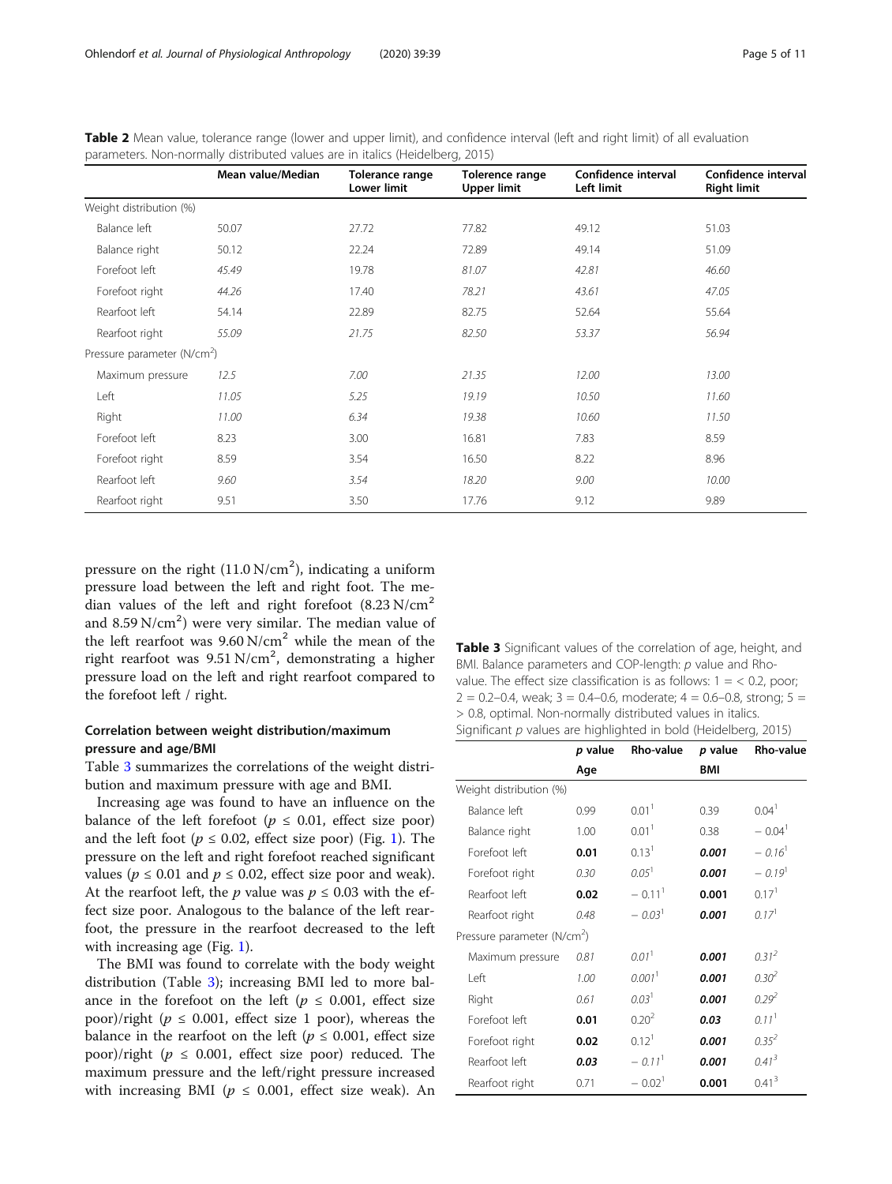**Table 2** Mean value, tolerance range (lower and upper limit), and confidence interval (left and right limit) of all evaluation parameters. Non-normally distributed values are in italics (Heidelberg, 2015)

| | Mean value/Median | Tolerance range Lower limit | Tolerence range Upper limit | Confidence interval Left limit | Confidence interval Right limit |
|---|---|---|---|---|---|
| Weight distribution (%) | | | | | |
| Balance left | 50.07 | 27.72 | 77.82 | 49.12 | 51.03 |
| Balance right | 50.12 | 22.24 | 72.89 | 49.14 | 51.09 |
| Forefoot left | *45.49* | 19.78 | *81.07* | *42.81* | *46.60* |
| Forefoot right | *44.26* | 17.40 | *78.21* | *43.61* | *47.05* |
| Rearfoot left | 54.14 | 22.89 | 82.75 | 52.64 | 55.64 |
| Rearfoot right | *55.09* | *21.75* | *82.50* | *53.37* | *56.94* |
| Pressure parameter (N/cm$^2$) | | | | | |
| Maximum pressure | *12.5* | *7.00* | *21.35* | *12.00* | *13.00* |
| Left | *11.05* | *5.25* | *19.19* | *10.50* | *11.60* |
| Right | *11.00* | *6.34* | *19.38* | *10.60* | *11.50* |
| Forefoot left | 8.23 | 3.00 | 16.81 | 7.83 | 8.59 |
| Forefoot right | 8.59 | 3.54 | 16.50 | 8.22 | 8.96 |
| Rearfoot left | *9.60* | *3.54* | *18.20* | *9.00* | *10.00* |
| Rearfoot right | 9.51 | 3.50 | 17.76 | 9.12 | 9.89 |

pressure on the right (11.0 N/cm$^2$), indicating a uniform pressure load between the left and right foot. The median values of the left and right forefoot (8.23 N/cm$^2$ and 8.59 N/cm$^2$) were very similar. The median value of the left rearfoot was 9.60 N/cm$^2$ while the mean of the right rearfoot was 9.51 N/cm$^2$, demonstrating a higher pressure load on the left and right rearfoot compared to the forefoot left / right.

### Correlation between weight distribution/maximum pressure and age/BMI

Table 3 summarizes the correlations of the weight distribution and maximum pressure with age and BMI.

Increasing age was found to have an influence on the balance of the left forefoot ($p \leq 0.01$, effect size poor) and the left foot ($p \leq 0.02$, effect size poor) (Fig. 1). The pressure on the left and right forefoot reached significant values ($p \leq 0.01$ and $p \leq 0.02$, effect size poor and weak). At the rearfoot left, the $p$ value was $p \leq 0.03$ with the effect size poor. Analogous to the balance of the left rearfoot, the pressure in the rearfoot decreased to the left with increasing age (Fig. 1).

The BMI was found to correlate with the body weight distribution (Table 3); increasing BMI led to more balance in the forefoot on the left ($p \leq 0.001$, effect size poor)/right ($p \leq 0.001$, effect size 1 poor), whereas the balance in the rearfoot on the left ($p \leq 0.001$, effect size poor)/right ($p \leq 0.001$, effect size poor) reduced. The maximum pressure and the left/right pressure increased with increasing BMI ($p \leq 0.001$, effect size weak). An

**Table 3** Significant values of the correlation of age, height, and BMI. Balance parameters and COP-length: $p$ value and Rho-value. The effect size classification is as follows: 1 = < 0.2, poor; 2 = 0.2–0.4, weak; 3 = 0.4–0.6, moderate; 4 = 0.6–0.8, strong; 5 = > 0.8, optimal. Non-normally distributed values in italics. Significant $p$ values are highlighted in bold (Heidelberg, 2015)

| | $p$ value Age | Rho-value | $p$ value BMI | Rho-value |
|---|---|---|---|---|
| Weight distribution (%) | | | | |
| Balance left | 0.99 | 0.01[1] | 0.39 | 0.04[1] |
| Balance right | 1.00 | 0.01[1] | 0.38 | − 0.04[1] |
| Forefoot left | **0.01** | 0.13[1] | ***0.001*** | *− 0.16*[1] |
| Forefoot right | *0.30* | *0.05*[1] | ***0.001*** | *− 0.19*[1] |
| Rearfoot left | **0.02** | − 0.11[1] | **0.001** | 0.17[1] |
| Rearfoot right | *0.48* | *− 0.03*[1] | ***0.001*** | *0.17*[1] |
| Pressure parameter (N/cm$^2$) | | | | |
| Maximum pressure | *0.81* | *0.01*[1] | ***0.001*** | *0.31*[2] |
| Left | *1.00* | *0.001*[1] | ***0.001*** | *0.30*[2] |
| Right | *0.61* | *0.03*[1] | ***0.001*** | *0.29*[2] |
| Forefoot left | **0.01** | 0.20[2] | ***0.03*** | *0.11*[1] |
| Forefoot right | **0.02** | 0.12[1] | ***0.001*** | *0.35*[2] |
| Rearfoot left | ***0.03*** | *− 0.11*[1] | ***0.001*** | *0.41*[3] |
| Rearfoot right | 0.71 | − 0.02[1] | **0.001** | 0.41[3] |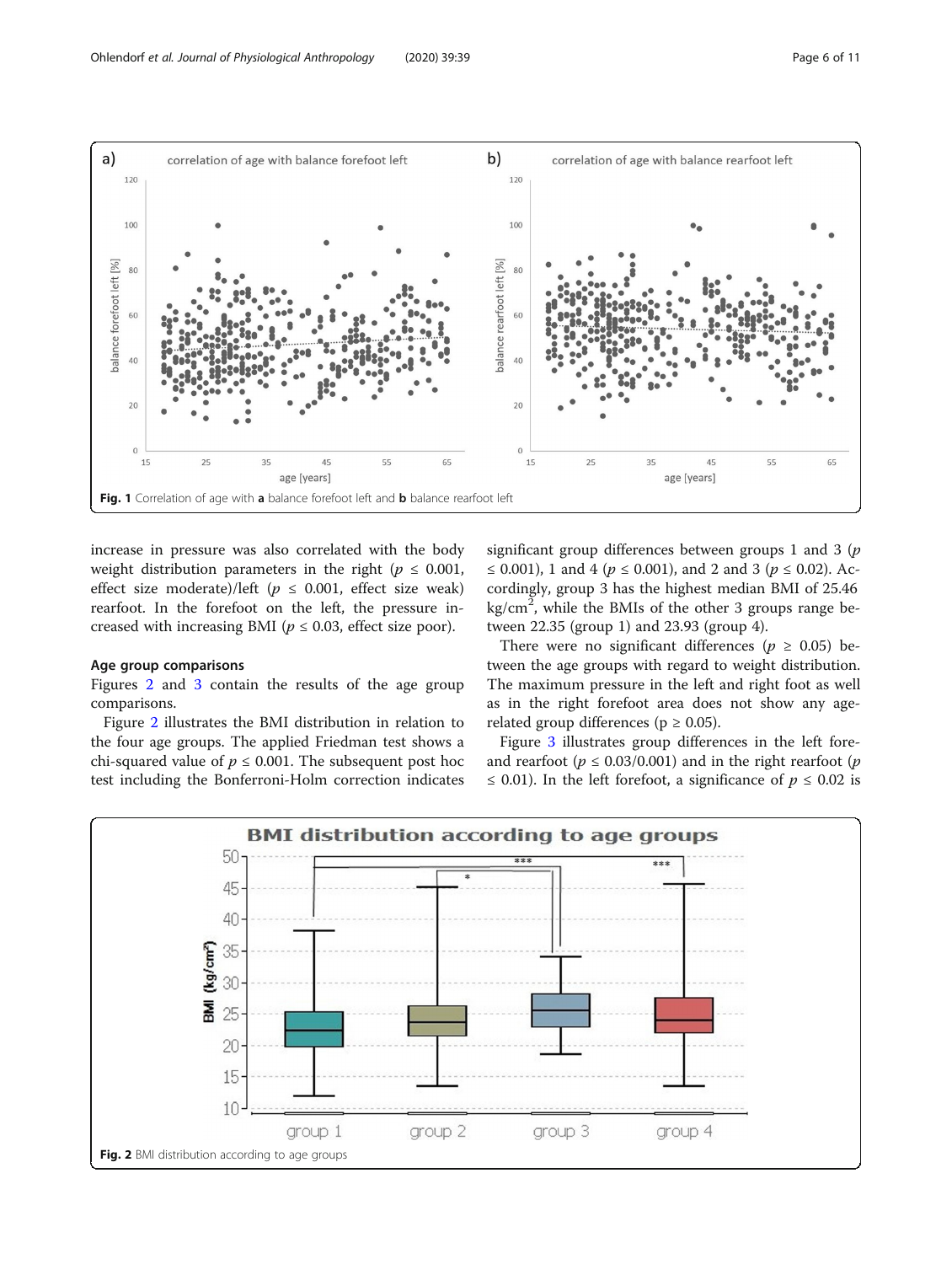Fig. 1 Correlation of age with **a** balance forefoot left and **b** balance rearfoot left

increase in pressure was also correlated with the body weight distribution parameters in the right ($p \leq 0.001$, effect size moderate)/left ($p \leq 0.001$, effect size weak) rearfoot. In the forefoot on the left, the pressure increased with increasing BMI ($p \leq 0.03$, effect size poor).

### Age group comparisons

Figures 2 and 3 contain the results of the age group comparisons.

Figure 2 illustrates the BMI distribution in relation to the four age groups. The applied Friedman test shows a chi-squared value of $p \leq 0.001$. The subsequent post hoc test including the Bonferroni-Holm correction indicates significant group differences between groups 1 and 3 ($p \leq 0.001$), 1 and 4 ($p \leq 0.001$), and 2 and 3 ($p \leq 0.02$). Accordingly, group 3 has the highest median BMI of 25.46 kg/cm$^2$, while the BMIs of the other 3 groups range between 22.35 (group 1) and 23.93 (group 4).

There were no significant differences ($p \geq 0.05$) between the age groups with regard to weight distribution. The maximum pressure in the left and right foot as well as in the right forefoot area does not show any age-related group differences ($p \geq 0.05$).

Figure 3 illustrates group differences in the left fore- and rearfoot ($p \leq 0.03/0.001$) and in the right rearfoot ($p \leq 0.01$). In the left forefoot, a significance of $p \leq 0.02$ is

Fig. 2 BMI distribution according to age groups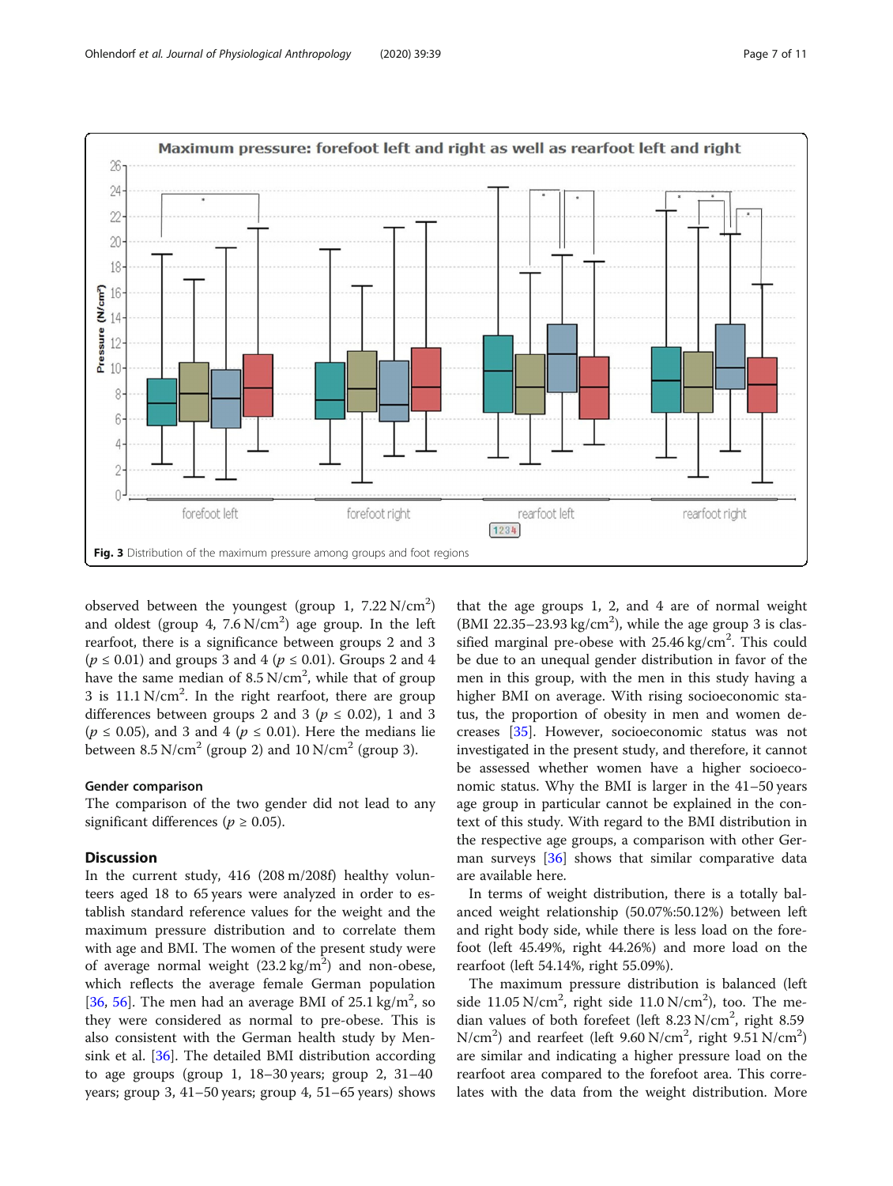Fig. 3 Distribution of the maximum pressure among groups and foot regions

observed between the youngest (group 1, 7.22 N/cm$^2$) and oldest (group 4, 7.6 N/cm$^2$) age group. In the left rearfoot, there is a significance between groups 2 and 3 ($p \leq 0.01$) and groups 3 and 4 ($p \leq 0.01$). Groups 2 and 4 have the same median of 8.5 N/cm$^2$, while that of group 3 is 11.1 N/cm$^2$. In the right rearfoot, there are group differences between groups 2 and 3 ($p \leq 0.02$), 1 and 3 ($p \leq 0.05$), and 3 and 4 ($p \leq 0.01$). Here the medians lie between 8.5 N/cm$^2$ (group 2) and 10 N/cm$^2$ (group 3).

### Gender comparison

The comparison of the two gender did not lead to any significant differences ($p \geq 0.05$).

## Discussion

In the current study, 416 (208 m/208f) healthy volunteers aged 18 to 65 years were analyzed in order to establish standard reference values for the weight and the maximum pressure distribution and to correlate them with age and BMI. The women of the present study were of average normal weight (23.2 kg/m$^2$) and non-obese, which reflects the average female German population [36, 56]. The men had an average BMI of 25.1 kg/m$^2$, so they were considered as normal to pre-obese. This is also consistent with the German health study by Mensink et al. [36]. The detailed BMI distribution according to age groups (group 1, 18–30 years; group 2, 31–40 years; group 3, 41–50 years; group 4, 51–65 years) shows that the age groups 1, 2, and 4 are of normal weight (BMI 22.35–23.93 kg/cm$^2$), while the age group 3 is classified marginal pre-obese with 25.46 kg/cm$^2$. This could be due to an unequal gender distribution in favor of the men in this group, with the men in this study having a higher BMI on average. With rising socioeconomic status, the proportion of obesity in men and women decreases [35]. However, socioeconomic status was not investigated in the present study, and therefore, it cannot be assessed whether women have a higher socioeconomic status. Why the BMI is larger in the 41–50 years age group in particular cannot be explained in the context of this study. With regard to the BMI distribution in the respective age groups, a comparison with other German surveys [36] shows that similar comparative data are available here.

In terms of weight distribution, there is a totally balanced weight relationship (50.07%:50.12%) between left and right body side, while there is less load on the forefoot (left 45.49%, right 44.26%) and more load on the rearfoot (left 54.14%, right 55.09%).

The maximum pressure distribution is balanced (left side 11.05 N/cm$^2$, right side 11.0 N/cm$^2$), too. The median values of both forefeet (left 8.23 N/cm$^2$, right 8.59 N/cm$^2$) and rearfeet (left 9.60 N/cm$^2$, right 9.51 N/cm$^2$) are similar and indicating a higher pressure load on the rearfoot area compared to the forefoot area. This correlates with the data from the weight distribution. More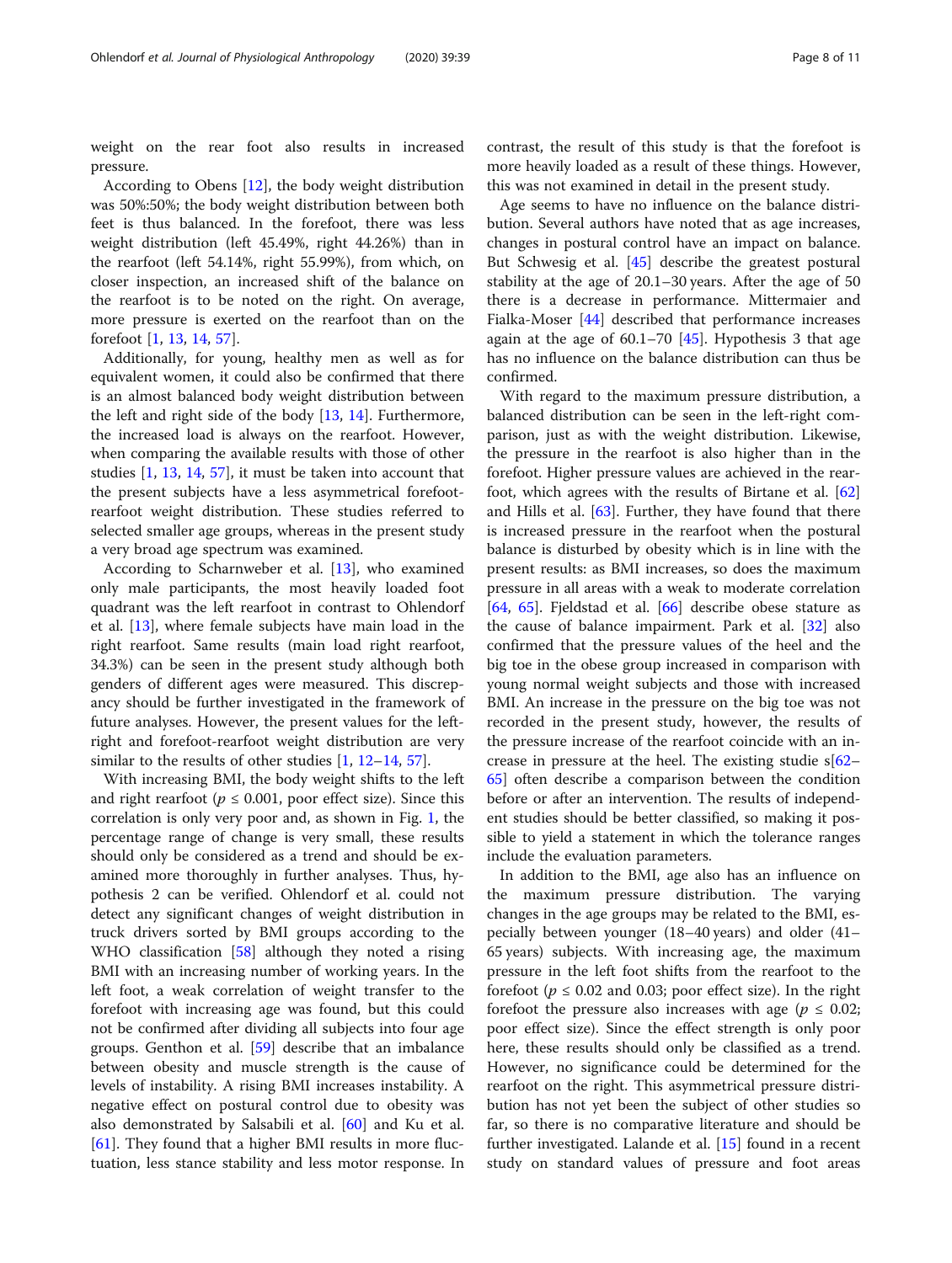weight on the rear foot also results in increased pressure.

According to Obens [12], the body weight distribution was 50%:50%; the body weight distribution between both feet is thus balanced. In the forefoot, there was less weight distribution (left 45.49%, right 44.26%) than in the rearfoot (left 54.14%, right 55.99%), from which, on closer inspection, an increased shift of the balance on the rearfoot is to be noted on the right. On average, more pressure is exerted on the rearfoot than on the forefoot [1, 13, 14, 57].

Additionally, for young, healthy men as well as for equivalent women, it could also be confirmed that there is an almost balanced body weight distribution between the left and right side of the body [13, 14]. Furthermore, the increased load is always on the rearfoot. However, when comparing the available results with those of other studies [1, 13, 14, 57], it must be taken into account that the present subjects have a less asymmetrical forefoot-rearfoot weight distribution. These studies referred to selected smaller age groups, whereas in the present study a very broad age spectrum was examined.

According to Scharnweber et al. [13], who examined only male participants, the most heavily loaded foot quadrant was the left rearfoot in contrast to Ohlendorf et al. [13], where female subjects have main load in the right rearfoot. Same results (main load right rearfoot, 34.3%) can be seen in the present study although both genders of different ages were measured. This discrepancy should be further investigated in the framework of future analyses. However, the present values for the left-right and forefoot-rearfoot weight distribution are very similar to the results of other studies [1, 12–14, 57].

With increasing BMI, the body weight shifts to the left and right rearfoot ($p \leq 0.001$, poor effect size). Since this correlation is only very poor and, as shown in Fig. 1, the percentage range of change is very small, these results should only be considered as a trend and should be examined more thoroughly in further analyses. Thus, hypothesis 2 can be verified. Ohlendorf et al. could not detect any significant changes of weight distribution in truck drivers sorted by BMI groups according to the WHO classification [58] although they noted a rising BMI with an increasing number of working years. In the left foot, a weak correlation of weight transfer to the forefoot with increasing age was found, but this could not be confirmed after dividing all subjects into four age groups. Genthon et al. [59] describe that an imbalance between obesity and muscle strength is the cause of levels of instability. A rising BMI increases instability. A negative effect on postural control due to obesity was also demonstrated by Salsabili et al. [60] and Ku et al. [61]. They found that a higher BMI results in more fluctuation, less stance stability and less motor response. In contrast, the result of this study is that the forefoot is more heavily loaded as a result of these things. However, this was not examined in detail in the present study.

Age seems to have no influence on the balance distribution. Several authors have noted that as age increases, changes in postural control have an impact on balance. But Schwesig et al. [45] describe the greatest postural stability at the age of 20.1–30 years. After the age of 50 there is a decrease in performance. Mittermaier and Fialka-Moser [44] described that performance increases again at the age of 60.1–70 [45]. Hypothesis 3 that age has no influence on the balance distribution can thus be confirmed.

With regard to the maximum pressure distribution, a balanced distribution can be seen in the left-right comparison, just as with the weight distribution. Likewise, the pressure in the rearfoot is also higher than in the forefoot. Higher pressure values are achieved in the rearfoot, which agrees with the results of Birtane et al. [62] and Hills et al. [63]. Further, they have found that there is increased pressure in the rearfoot when the postural balance is disturbed by obesity which is in line with the present results: as BMI increases, so does the maximum pressure in all areas with a weak to moderate correlation [64, 65]. Fjeldstad et al. [66] describe obese stature as the cause of balance impairment. Park et al. [32] also confirmed that the pressure values of the heel and the big toe in the obese group increased in comparison with young normal weight subjects and those with increased BMI. An increase in the pressure on the big toe was not recorded in the present study, however, the results of the pressure increase of the rearfoot coincide with an increase in pressure at the heel. The existing studie s[62–65] often describe a comparison between the condition before or after an intervention. The results of independent studies should be better classified, so making it possible to yield a statement in which the tolerance ranges include the evaluation parameters.

In addition to the BMI, age also has an influence on the maximum pressure distribution. The varying changes in the age groups may be related to the BMI, especially between younger (18–40 years) and older (41–65 years) subjects. With increasing age, the maximum pressure in the left foot shifts from the rearfoot to the forefoot ($p \leq 0.02$ and 0.03; poor effect size). In the right forefoot the pressure also increases with age ($p \leq 0.02$; poor effect size). Since the effect strength is only poor here, these results should only be classified as a trend. However, no significance could be determined for the rearfoot on the right. This asymmetrical pressure distribution has not yet been the subject of other studies so far, so there is no comparative literature and should be further investigated. Lalande et al. [15] found in a recent study on standard values of pressure and foot areas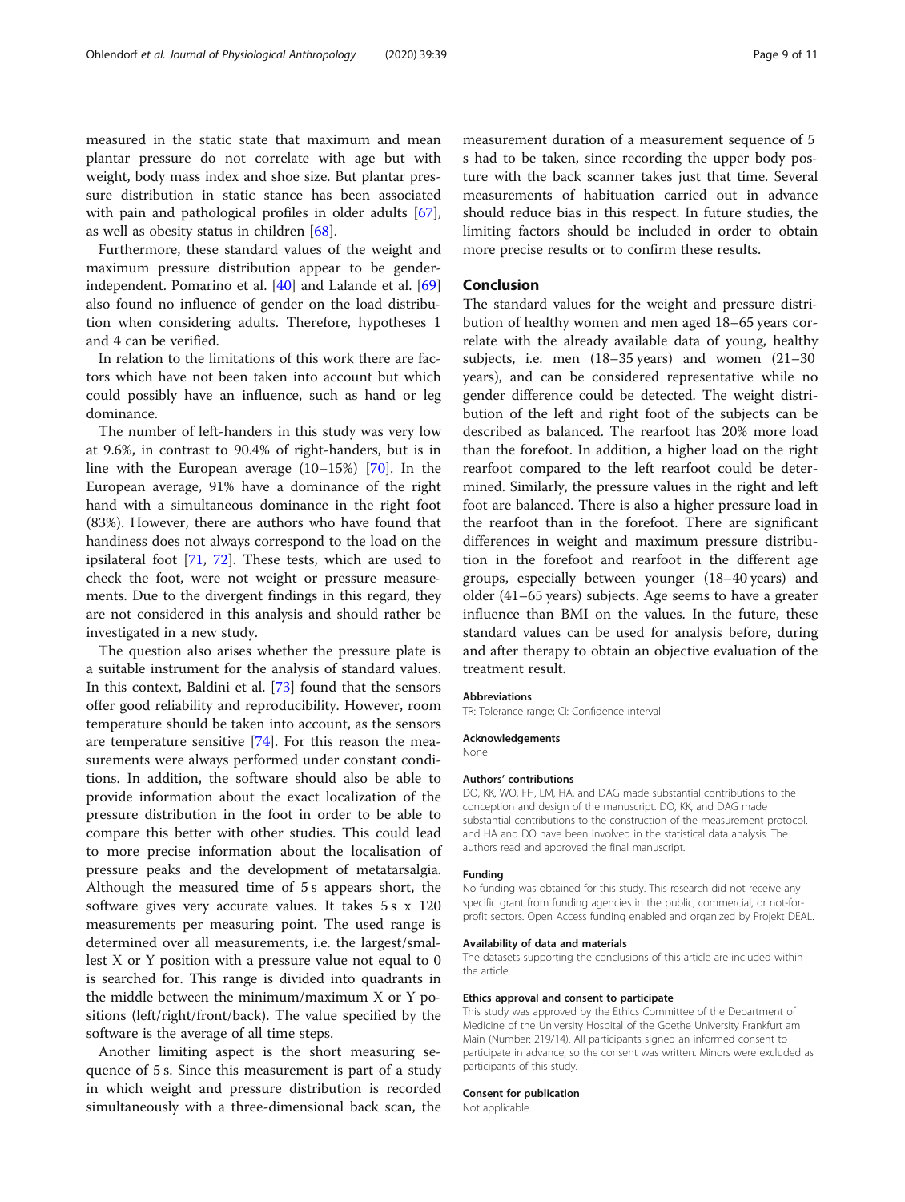measured in the static state that maximum and mean plantar pressure do not correlate with age but with weight, body mass index and shoe size. But plantar pressure distribution in static stance has been associated with pain and pathological profiles in older adults [67], as well as obesity status in children [68].

Furthermore, these standard values of the weight and maximum pressure distribution appear to be gender-independent. Pomarino et al. [40] and Lalande et al. [69] also found no influence of gender on the load distribution when considering adults. Therefore, hypotheses 1 and 4 can be verified.

In relation to the limitations of this work there are factors which have not been taken into account but which could possibly have an influence, such as hand or leg dominance.

The number of left-handers in this study was very low at 9.6%, in contrast to 90.4% of right-handers, but is in line with the European average (10–15%) [70]. In the European average, 91% have a dominance of the right hand with a simultaneous dominance in the right foot (83%). However, there are authors who have found that handiness does not always correspond to the load on the ipsilateral foot [71, 72]. These tests, which are used to check the foot, were not weight or pressure measurements. Due to the divergent findings in this regard, they are not considered in this analysis and should rather be investigated in a new study.

The question also arises whether the pressure plate is a suitable instrument for the analysis of standard values. In this context, Baldini et al. [73] found that the sensors offer good reliability and reproducibility. However, room temperature should be taken into account, as the sensors are temperature sensitive [74]. For this reason the measurements were always performed under constant conditions. In addition, the software should also be able to provide information about the exact localization of the pressure distribution in the foot in order to be able to compare this better with other studies. This could lead to more precise information about the localisation of pressure peaks and the development of metatarsalgia. Although the measured time of 5 s appears short, the software gives very accurate values. It takes 5 s x 120 measurements per measuring point. The used range is determined over all measurements, i.e. the largest/smallest X or Y position with a pressure value not equal to 0 is searched for. This range is divided into quadrants in the middle between the minimum/maximum X or Y positions (left/right/front/back). The value specified by the software is the average of all time steps.

Another limiting aspect is the short measuring sequence of 5 s. Since this measurement is part of a study in which weight and pressure distribution is recorded simultaneously with a three-dimensional back scan, the measurement duration of a measurement sequence of 5 s had to be taken, since recording the upper body posture with the back scanner takes just that time. Several measurements of habituation carried out in advance should reduce bias in this respect. In future studies, the limiting factors should be included in order to obtain more precise results or to confirm these results.

## Conclusion

The standard values for the weight and pressure distribution of healthy women and men aged 18–65 years correlate with the already available data of young, healthy subjects, i.e. men (18–35 years) and women (21–30 years), and can be considered representative while no gender difference could be detected. The weight distribution of the left and right foot of the subjects can be described as balanced. The rearfoot has 20% more load than the forefoot. In addition, a higher load on the right rearfoot compared to the left rearfoot could be determined. Similarly, the pressure values in the right and left foot are balanced. There is also a higher pressure load in the rearfoot than in the forefoot. There are significant differences in weight and maximum pressure distribution in the forefoot and rearfoot in the different age groups, especially between younger (18–40 years) and older (41–65 years) subjects. Age seems to have a greater influence than BMI on the values. In the future, these standard values can be used for analysis before, during and after therapy to obtain an objective evaluation of the treatment result.

#### Abbreviations

TR: Tolerance range; CI: Confidence interval

#### Acknowledgements

None

#### Authors' contributions

DO, KK, WO, FH, LM, HA, and DAG made substantial contributions to the conception and design of the manuscript. DO, KK, and DAG made substantial contributions to the construction of the measurement protocol. and HA and DO have been involved in the statistical data analysis. The authors read and approved the final manuscript.

#### Funding

No funding was obtained for this study. This research did not receive any specific grant from funding agencies in the public, commercial, or not-for-profit sectors. Open Access funding enabled and organized by Projekt DEAL.

#### Availability of data and materials

The datasets supporting the conclusions of this article are included within the article.

#### Ethics approval and consent to participate

This study was approved by the Ethics Committee of the Department of Medicine of the University Hospital of the Goethe University Frankfurt am Main (Number: 219/14). All participants signed an informed consent to participate in advance, so the consent was written. Minors were excluded as participants of this study.

#### Consent for publication

Not applicable.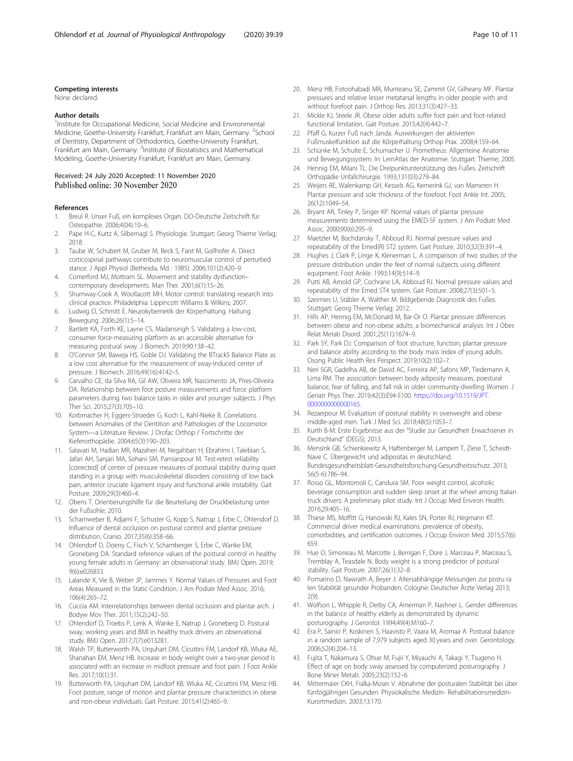### Competing interests

None declared.

### Author details

[1]Institute for Occupational Medicine, Social Medicine and Environmental Medicine, Goethe-University Frankfurt, Frankfurt am Main, Germany. [2]School of Dentistry, Department of Orthodontics, Goethe-University Frankfurt, Frankfurt am Main, Germany. [3]Institute of Biostatistics and Mathematical Modeling, Goethe-University Frankfurt, Frankfurt am Main, Germany.

Received: 24 July 2020 Accepted: 11 November 2020
Published online: 30 November 2020

### References

1. Breul R. Unser Fuß, ein komplexes Organ. DO-Deutsche Zeitschrift für Osteopathie. 2006;4(04):10–6.
2. Pape H-C, Kurtz A, Silbernagl S. Physiologie. Stuttgart: Georg Thieme Verlag; 2018.
3. Taube W, Schubert M, Gruber M, Beck S, Faist M, Gollhofer A. Direct corticospinal pathways contribute to neuromuscular control of perturbed stance. J Appl Physiol (Bethesda, Md : 1985). 2006;101(2):420–9.
4. Comerford MJ, Mottram SL. Movement and stability dysfunction–contemporary developments. Man Ther. 2001;6(1):15–26.
5. Shumway-Cook A, Woollacott MH. Motor control: translating research into clinical practice. Philadelphia: Lippincott Williams & Wilkins; 2007.
6. Ludwig O, Schmitt E. Neurokybernetik der Körperhaltung. Haltung Bewegung. 2006;26(1):5–14.
7. Bartlett KA, Forth KE, Layne CS, Madansingh S. Validating a low-cost, consumer force-measuring platform as an accessible alternative for measuring postural sway. J Biomech. 2019;90:138–42.
8. O'Connor SM, Baweja HS, Goble DJ. Validating the BTrackS Balance Plate as a low cost alternative for the measurement of sway-induced center of pressure. J Biomech. 2016;49(16):4142–5.
9. Carvalho CE, da Silva RA, Gil AW, Oliveira MR, Nascimento JA, Pires-Oliveira DA. Relationship between foot posture measurements and force platform parameters during two balance tasks in older and younger subjects. J Phys Ther Sci. 2015;27(3):705–10.
10. Korbmacher H, Eggers-Stroeder G, Koch L, Kahl-Nieke B. Correlations between Anomalies of the Dentition and Pathologies of the Locomotor System—a Literature Review. J Orofac Orthop / Fortschritte der Kieferorthopädie. 2004;65(3):190–203.
11. Salavati M, Hadian MR, Mazaheri M, Negahban H, Ebrahimi I, Talebian S, Jafari AH, Sanjari MA, Sohani SM, Parnianpour M. Test-retest reliability [corrected] of center of pressure measures of postural stability during quiet standing in a group with musculoskeletal disorders consisting of low back pain, anterior cruciate ligament injury and functional ankle instability. Gait Posture. 2009;29(3):460–4.
12. Obens T. Orientierungshilfe für die Beurteilung der Druckbelastung unter der Fußsohle; 2010.
13. Scharnweber B, Adjami F, Schuster G, Kopp S, Natrup J, Erbe C, Ohlendorf D. Influence of dental occlusion on postural control and plantar pressure distribution. Cranio. 2017;35(6):358–66.
14. Ohlendorf D, Doerry C, Fisch V, Schamberger S, Erbe C, Wanke EM, Groneberg DA. Standard reference values of the postural control in healthy young female adults in Germany: an observational study. BMJ Open. 2019;9(6):e026833.
15. Lalande X, Vie B, Weber JP, Jammes Y. Normal Values of Pressures and Foot Areas Measured in the Static Condition. J Am Podiatr Med Assoc. 2016;106(4):265–72.
16. Cuccia AM. Interrelationships between dental occlusion and plantar arch. J Bodyw Mov Ther. 2011;15(2):242–50.
17. Ohlendorf D, Troebs P, Lenk A, Wanke E, Natrup J, Groneberg D. Postural sway, working years and BMI in healthy truck drivers: an observational study. BMJ Open. 2017;7(7):e013281.
18. Walsh TP, Butterworth PA, Urquhart DM, Cicuttini FM, Landorf KB, Wluka AE, Shanahan EM, Menz HB. Increase in body weight over a two-year period is associated with an increase in midfoot pressure and foot pain. J Foot Ankle Res. 2017;10(1):31.
19. Butterworth PA, Urquhart DM, Landorf KB, Wluka AE, Cicuttini FM, Menz HB. Foot posture, range of motion and plantar pressure characteristics in obese and non-obese individuals. Gait Posture. 2015;41(2):465–9.
20. Menz HB, Fotoohabadi MR, Munteanu SE, Zammit GV, Gilheany MF. Plantar pressures and relative lesser metatarsal lengths in older people with and without forefoot pain. J Orthop Res. 2013;31(3):427–33.
21. Mickle KJ, Steele JR. Obese older adults suffer foot pain and foot-related functional limitation. Gait Posture. 2015;42(4):442–7.
22. Pfaff G. Kurzer Fuß nach Janda. Auswirkungen der aktivierten Fußmuskelfunktion auf die Körperhaltung Orthop Prax. 2008;4:159–64.
23. Schünke M, Schulte E, Schumacher U. Prometheus: Allgemeine Anatomie und Bewegungssystem. In: LernAtlas der Anatomie. Stuttgart: Thieme; 2005.
24. Hennig EM, Milani TL. Die Dreipunktunterstützung des Fußes. Zeitschrift Orthopädie Unfallchirurgie. 1993;131(03):279–84.
25. Weijers RE, Walenkamp GH, Kessels AG, Kemerink GJ, van Mameren H. Plantar pressure and sole thickness of the forefoot. Foot Ankle Int. 2005;26(12):1049–54.
26. Bryant AR, Tinley P, Singer KP. Normal values of plantar pressure measurements determined using the EMED-SF system. J Am Podiatr Med Assoc. 2000;90(6):295–9.
27. Maetzler M, Bochdansky T, Abboud RJ. Normal pressure values and repeatability of the Emed(R) ST2 system. Gait Posture. 2010;32(3):391–4.
28. Hughes J, Clark P, Linge K, Klenerman L. A comparison of two studies of the pressure distribution under the feet of normal subjects using different equipment. Foot Ankle. 1993;14(9):514–9.
29. Putti AB, Arnold GP, Cochrane LA, Abboud RJ. Normal pressure values and repeatability of the Emed ST4 system. Gait Posture. 2008;27(3):501–5.
30. Szeimies U, Stäbler A, Walther M. Bildgebende Diagnostik des Fußes. Stuttgart: Georg Thieme Verlag; 2012.
31. Hills AP, Hennig EM, McDonald M, Bar-Or O. Plantar pressure differences between obese and non-obese adults: a biomechanical analysis. Int J Obes Relat Metab Disord. 2001;25(11):1674–9.
32. Park SY, Park DJ. Comparison of foot structure, function, plantar pressure and balance ability according to the body mass index of young adults. Osong Public Health Res Perspect. 2019;10(2):102–7.
33. Neri SGR, Gadelha AB, de David AC, Ferreira AP, Safons MP, Tiedemann A, Lima RM. The association between body adiposity measures, poestural balance, fear of falling, and fall risk in older community-dwelling Women. J Geriatr Phys Ther. 2019;42(3):E94-E100. https://doi.org/10.1519/JPT.0000000000000165.
34. Rezaeipour M. Evaluation of postural stability in overweight and obese middle-aged men. Turk J Med Sci. 2018;48(5):1053–7.
35. Kurth B-M. Erste Ergebnisse aus der "Studie zur Gesundheit Erwachsener in Deutschland" (DEGS); 2013.
36. Mensink GB, Schienkiewitz A, Haftenberger M, Lampert T, Ziese T, Scheidt-Nave C. Übergewicht und adipositas in deutschland. Bundesgesundheitsblatt-Gesundheitsforschung-Gesundheitsschutz. 2013;56(5-6):786–94.
37. Rosso GL, Montomoli C, Candura SM. Poor weight control, alcoholic beverage consumption and sudden sleep onset at the wheel among Italian truck drivers: A preliminary pilot study. Int J Occup Med Environ Health. 2016;29:405–16.
38. Thiese MS, Moffitt G, Hanowski RJ, Kales SN, Porter RJ, Hegmann KT. Commercial driver medical examinations: prevalence of obesity, comorbidities, and certification outcomes. J Occup Environ Med. 2015;57(6):659.
39. Hue O, Simoneau M, Marcotte J, Berrigan F, Dore J, Marceau P, Marceau S, Tremblay A, Teasdale N. Body weight is a strong predictor of postural stability. Gait Posture. 2007;26(1):32–8.
40. Pomarino D, Nawrath A, Beyer J: Altersabhängige Messungen zur postu ra len Stabilität gesunder Probanden. Cologne: Deutscher Ärzte Verlag 2013; 2(9).
41. Wolfson L, Whipple R, Derby CA, Amerman P, Nashner L. Gender differences in the balance of healthy elderly as demonstrated by dynamic posturography. J Gerontol. 1994;49(4):M160–7.
42. Era P, Sainio P, Koskinen S, Haavisto P, Vaara M, Aromaa A. Postural balance in a random sample of 7,979 subjects aged 30 years and over. Gerontology. 2006;52(4):204–13.
43. Fujita T, Nakamura S, Ohue M, Fujii Y, Miyauchi A, Takagi Y, Tsugeno H. Effect of age on body sway assessed by computerized posturography. J Bone Miner Metab. 2005;23(2):152–6.
44. Mittermaier CKH, Fialka-Moser V. Abnahme der posturalen Stabilität bei über fünfzigjährigen Gesunden. Physiokalische Medizin- Rehabilitationsmedizin-Kurortmedizin. 2003;13:170.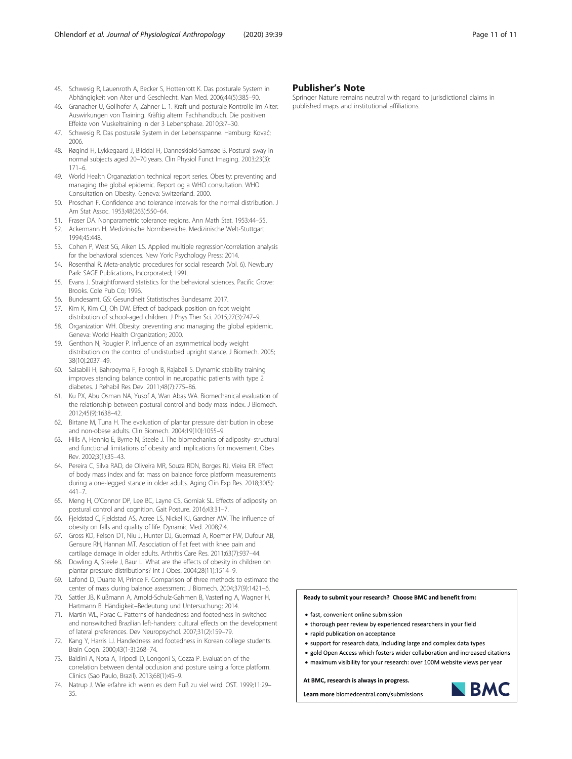45. Schwesig R, Lauenroth A, Becker S, Hottenrott K. Das posturale System in Abhängigkeit von Alter und Geschlecht. Man Med. 2006;44(5):385–90.
46. Granacher U, Gollhofer A, Zahner L. 1. Kraft und posturale Kontrolle im Alter: Auswirkungen von Training. Kräftig altern: Fachhandbuch. Die positiven Effekte von Muskeltraining in der 3 Lebensphase. 2010;3:7–30.
47. Schwesig R. Das posturale System in der Lebensspanne. Hamburg: Kovač; 2006.
48. Røgind H, Lykkegaard J, Bliddal H, Danneskiold-Samsøe B. Postural sway in normal subjects aged 20–70 years. Clin Physiol Funct Imaging. 2003;23(3): 171–6.
49. World Health Organaziation technical report series. Obesity: preventing and managing the global epidemic. Report og a WHO consultation. WHO Consultation on Obesity. Geneva: Switzerland. 2000.
50. Proschan F. Confidence and tolerance intervals for the normal distribution. J Am Stat Assoc. 1953;48(263):550–64.
51. Fraser DA. Nonparametric tolerance regions. Ann Math Stat. 1953:44–55.
52. Ackermann H. Medizinische Normbereiche. Medizinische Welt-Stuttgart. 1994;45:448.
53. Cohen P, West SG, Aiken LS. Applied multiple regression/correlation analysis for the behavioral sciences. New York: Psychology Press; 2014.
54. Rosenthal R. Meta-analytic procedures for social research (Vol. 6). Newbury Park: SAGE Publications, Incorporated; 1991.
55. Evans J. Straightforward statistics for the behavioral sciences. Pacific Grove: Brooks. Cole Pub Co; 1996.
56. Bundesamt. GS: Gesundheit Statistisches Bundesamt 2017.
57. Kim K, Kim CJ, Oh DW. Effect of backpack position on foot weight distribution of school-aged children. J Phys Ther Sci. 2015;27(3):747–9.
58. Organization WH. Obesity: preventing and managing the global epidemic. Geneva: World Health Organization; 2000.
59. Genthon N, Rougier P. Influence of an asymmetrical body weight distribution on the control of undisturbed upright stance. J Biomech. 2005; 38(10):2037–49.
60. Salsabili H, Bahrpeyma F, Forogh B, Rajabali S. Dynamic stability training improves standing balance control in neuropathic patients with type 2 diabetes. J Rehabil Res Dev. 2011;48(7):775–86.
61. Ku PX, Abu Osman NA, Yusof A, Wan Abas WA. Biomechanical evaluation of the relationship between postural control and body mass index. J Biomech. 2012;45(9):1638–42.
62. Birtane M, Tuna H. The evaluation of plantar pressure distribution in obese and non-obese adults. Clin Biomech. 2004;19(10):1055–9.
63. Hills A, Hennig E, Byrne N, Steele J. The biomechanics of adiposity–structural and functional limitations of obesity and implications for movement. Obes Rev. 2002;3(1):35–43.
64. Pereira C, Silva RAD, de Oliveira MR, Souza RDN, Borges RJ, Vieira ER. Effect of body mass index and fat mass on balance force platform measurements during a one-legged stance in older adults. Aging Clin Exp Res. 2018;30(5): 441–7.
65. Meng H, O'Connor DP, Lee BC, Layne CS, Gorniak SL. Effects of adiposity on postural control and cognition. Gait Posture. 2016;43:31–7.
66. Fjeldstad C, Fjeldstad AS, Acree LS, Nickel KJ, Gardner AW. The influence of obesity on falls and quality of life. Dynamic Med. 2008;7:4.
67. Gross KD, Felson DT, Niu J, Hunter DJ, Guermazi A, Roemer FW, Dufour AB, Gensure RH, Hannan MT. Association of flat feet with knee pain and cartilage damage in older adults. Arthritis Care Res. 2011;63(7):937–44.
68. Dowling A, Steele J, Baur L. What are the effects of obesity in children on plantar pressure distributions? Int J Obes. 2004;28(11):1514–9.
69. Lafond D, Duarte M, Prince F. Comparison of three methods to estimate the center of mass during balance assessment. J Biomech. 2004;37(9):1421–6.
70. Sattler JB, Klußmann A, Arnold-Schulz-Gahmen B, Vasterling A, Wagner H, Hartmann B. Händigkeit–Bedeutung und Untersuchung; 2014.
71. Martin WL, Porac C. Patterns of handedness and footedness in switched and nonswitched Brazilian left-handers: cultural effects on the development of lateral preferences. Dev Neuropsychol. 2007;31(2):159–79.
72. Kang Y, Harris LJ. Handedness and footedness in Korean college students. Brain Cogn. 2000;43(1-3):268–74.
73. Baldini A, Nota A, Tripodi D, Longoni S, Cozza P. Evaluation of the correlation between dental occlusion and posture using a force platform. Clinics (Sao Paulo, Brazil). 2013;68(1):45–9.
74. Natrup J. Wie erfahre ich wenn es dem Fuß zu viel wird. OST. 1999;11:29–35.

## Publisher's Note

Springer Nature remains neutral with regard to jurisdictional claims in published maps and institutional affiliations.

**Ready to submit your research? Choose BMC and benefit from:**

- fast, convenient online submission
- thorough peer review by experienced researchers in your field
- rapid publication on acceptance
- support for research data, including large and complex data types
- gold Open Access which fosters wider collaboration and increased citations
- maximum visibility for your research: over 100M website views per year

**At BMC, research is always in progress.**

**Learn more** biomedcentral.com/submissions

BMC